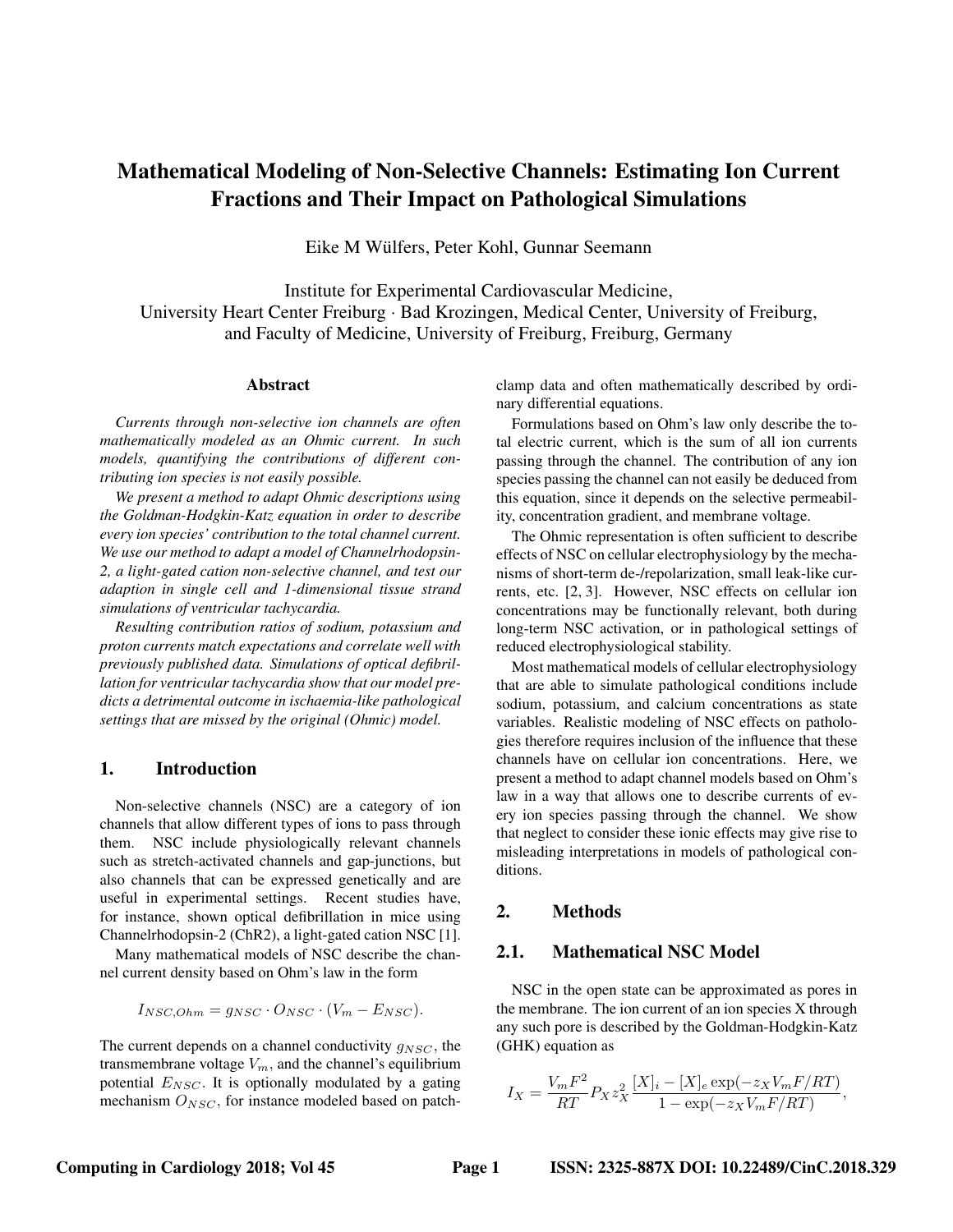# Mathematical Modeling of Non-Selective Channels: Estimating Ion Current Fractions and Their Impact on Pathological Simulations

Eike M Wülfers, Peter Kohl, Gunnar Seemann

Institute for Experimental Cardiovascular Medicine,
University Heart Center Freiburg · Bad Krozingen, Medical Center, University of Freiburg,
and Faculty of Medicine, University of Freiburg, Freiburg, Germany

## Abstract

*Currents through non-selective ion channels are often mathematically modeled as an Ohmic current. In such models, quantifying the contributions of different contributing ion species is not easily possible.*

*We present a method to adapt Ohmic descriptions using the Goldman-Hodgkin-Katz equation in order to describe every ion species' contribution to the total channel current. We use our method to adapt a model of Channelrhodopsin-2, a light-gated cation non-selective channel, and test our adaption in single cell and 1-dimensional tissue strand simulations of ventricular tachycardia.*

*Resulting contribution ratios of sodium, potassium and proton currents match expectations and correlate well with previously published data. Simulations of optical defibrillation for ventricular tachycardia show that our model predicts a detrimental outcome in ischaemia-like pathological settings that are missed by the original (Ohmic) model.*

## 1. Introduction

Non-selective channels (NSC) are a category of ion channels that allow different types of ions to pass through them. NSC include physiologically relevant channels such as stretch-activated channels and gap-junctions, but also channels that can be expressed genetically and are useful in experimental settings. Recent studies have, for instance, shown optical defibrillation in mice using Channelrhodopsin-2 (ChR2), a light-gated cation NSC [1].

Many mathematical models of NSC describe the channel current density based on Ohm's law in the form

$$I_{NSC,Ohm} = g_{NSC} \cdot O_{NSC} \cdot (V_m - E_{NSC}).$$

The current depends on a channel conductivity $g_{NSC}$, the transmembrane voltage $V_m$, and the channel's equilibrium potential $E_{NSC}$. It is optionally modulated by a gating mechanism $O_{NSC}$, for instance modeled based on patch-clamp data and often mathematically described by ordinary differential equations.

Formulations based on Ohm's law only describe the total electric current, which is the sum of all ion currents passing through the channel. The contribution of any ion species passing the channel can not easily be deduced from this equation, since it depends on the selective permeability, concentration gradient, and membrane voltage.

The Ohmic representation is often sufficient to describe effects of NSC on cellular electrophysiology by the mechanisms of short-term de-/repolarization, small leak-like currents, etc. [2, 3]. However, NSC effects on cellular ion concentrations may be functionally relevant, both during long-term NSC activation, or in pathological settings of reduced electrophysiological stability.

Most mathematical models of cellular electrophysiology that are able to simulate pathological conditions include sodium, potassium, and calcium concentrations as state variables. Realistic modeling of NSC effects on pathologies therefore requires inclusion of the influence that these channels have on cellular ion concentrations. Here, we present a method to adapt channel models based on Ohm's law in a way that allows one to describe currents of every ion species passing through the channel. We show that neglect to consider these ionic effects may give rise to misleading interpretations in models of pathological conditions.

## 2. Methods

### 2.1. Mathematical NSC Model

NSC in the open state can be approximated as pores in the membrane. The ion current of an ion species X through any such pore is described by the Goldman-Hodgkin-Katz (GHK) equation as

$$I_X = \frac{V_m F^2}{RT} P_X z_X^2 \frac{[X]_i - [X]_e \exp(-z_X V_m F/RT)}{1 - \exp(-z_X V_m F/RT)},$$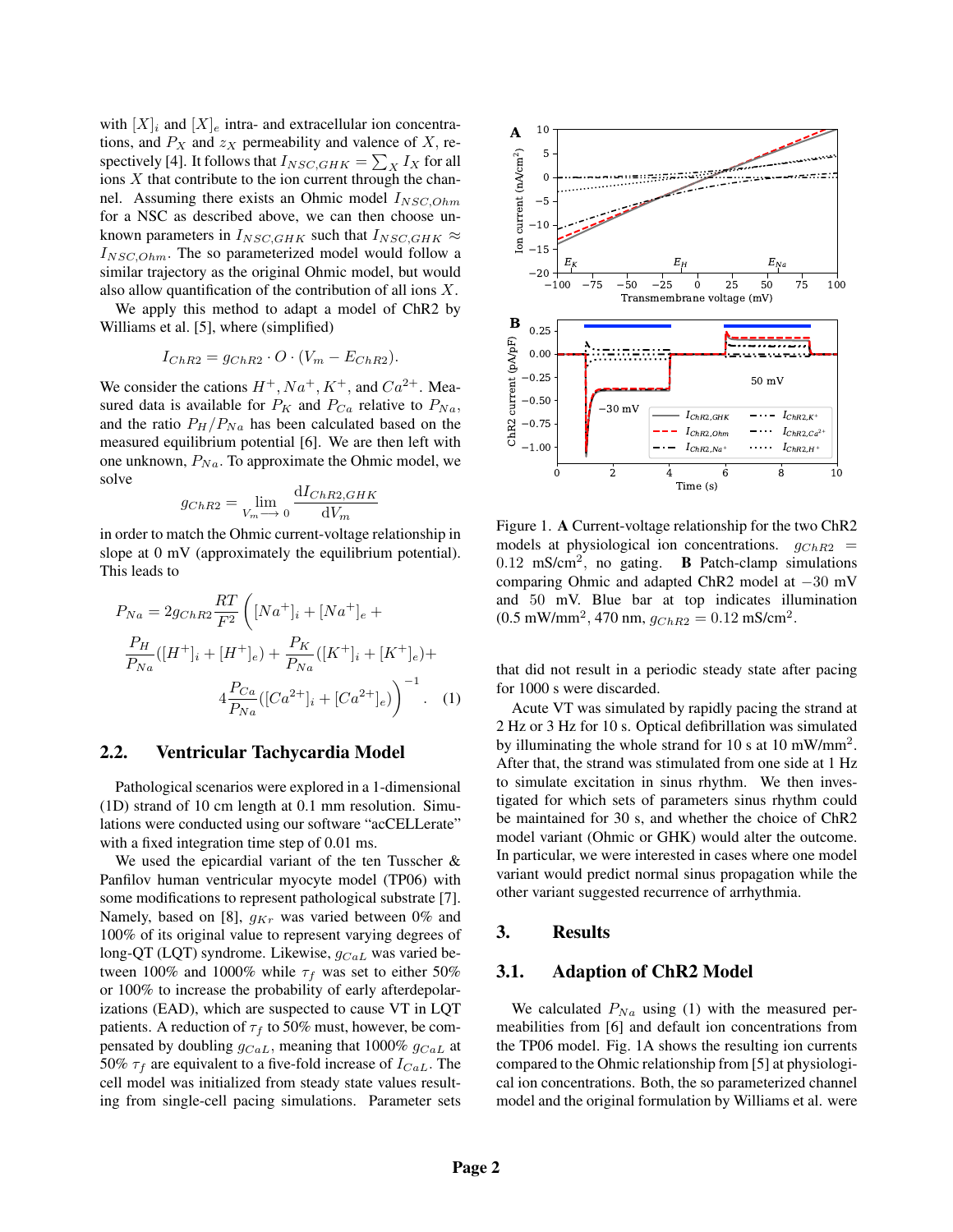with $[X]_i$ and $[X]_e$ intra- and extracellular ion concentrations, and $P_X$ and $z_X$ permeability and valence of $X$, respectively [4]. It follows that $I_{NSC,GHK} = \sum_X I_X$ for all ions $X$ that contribute to the ion current through the channel. Assuming there exists an Ohmic model $I_{NSC,Ohm}$ for a NSC as described above, we can then choose unknown parameters in $I_{NSC,GHK}$ such that $I_{NSC,GHK} \approx I_{NSC,Ohm}$. The so parameterized model would follow a similar trajectory as the original Ohmic model, but would also allow quantification of the contribution of all ions $X$.

We apply this method to adapt a model of ChR2 by Williams et al. [5], where (simplified)

$$I_{ChR2} = g_{ChR2} \cdot O \cdot (V_m - E_{ChR2}).$$

We consider the cations $H^+, Na^+, K^+$, and $Ca^{2+}$. Measured data is available for $P_K$ and $P_{Ca}$ relative to $P_{Na}$, and the ratio $P_H/P_{Na}$ has been calculated based on the measured equilibrium potential [6]. We are then left with one unknown, $P_{Na}$. To approximate the Ohmic model, we solve

$$g_{ChR2} = \lim_{V_m \longrightarrow 0} \frac{\mathrm{d}I_{ChR2,GHK}}{\mathrm{d}V_m}$$

in order to match the Ohmic current-voltage relationship in slope at 0 mV (approximately the equilibrium potential). This leads to

$$P_{Na} = 2g_{ChR2}\frac{RT}{F^2}\Bigg([Na^+]_i + [Na^+]_e + \frac{P_H}{P_{Na}}([H^+]_i + [H^+]_e) + \frac{P_K}{P_{Na}}([K^+]_i + [K^+]_e) + 4\frac{P_{Ca}}{P_{Na}}([Ca^{2+}]_i + [Ca^{2+}]_e)\Bigg)^{-1}. \quad (1)$$

## 2.2. Ventricular Tachycardia Model

Pathological scenarios were explored in a 1-dimensional (1D) strand of 10 cm length at 0.1 mm resolution. Simulations were conducted using our software "acCELLerate" with a fixed integration time step of 0.01 ms.

We used the epicardial variant of the ten Tusscher & Panfilov human ventricular myocyte model (TP06) with some modifications to represent pathological substrate [7]. Namely, based on [8], $g_{Kr}$ was varied between 0% and 100% of its original value to represent varying degrees of long-QT (LQT) syndrome. Likewise, $g_{CaL}$ was varied between 100% and 1000% while $\tau_f$ was set to either 50% or 100% to increase the probability of early afterdepolarizations (EAD), which are suspected to cause VT in LQT patients. A reduction of $\tau_f$ to 50% must, however, be compensated by doubling $g_{CaL}$, meaning that 1000% $g_{CaL}$ at 50% $\tau_f$ are equivalent to a five-fold increase of $I_{CaL}$. The cell model was initialized from steady state values resulting from single-cell pacing simulations. Parameter sets that did not result in a periodic steady state after pacing for 1000 s were discarded.

Acute VT was simulated by rapidly pacing the strand at 2 Hz or 3 Hz for 10 s. Optical defibrillation was simulated by illuminating the whole strand for 10 s at 10 mW/mm$^2$. After that, the strand was stimulated from one side at 1 Hz to simulate excitation in sinus rhythm. We then investigated for which sets of parameters sinus rhythm could be maintained for 30 s, and whether the choice of ChR2 model variant (Ohmic or GHK) would alter the outcome. In particular, we were interested in cases where one model variant would predict normal sinus propagation while the other variant suggested recurrence of arrhythmia.

Figure 1. **A** Current-voltage relationship for the two ChR2 models at physiological ion concentrations. $g_{ChR2} = 0.12$ mS/cm$^2$, no gating. **B** Patch-clamp simulations comparing Ohmic and adapted ChR2 model at $-30$ mV and 50 mV. Blue bar at top indicates illumination (0.5 mW/mm$^2$, 470 nm, $g_{ChR2} = 0.12$ mS/cm$^2$.

# 3. Results

## 3.1. Adaption of ChR2 Model

We calculated $P_{Na}$ using (1) with the measured permeabilities from [6] and default ion concentrations from the TP06 model. Fig. 1A shows the resulting ion currents compared to the Ohmic relationship from [5] at physiological ion concentrations. Both, the so parameterized channel model and the original formulation by Williams et al. were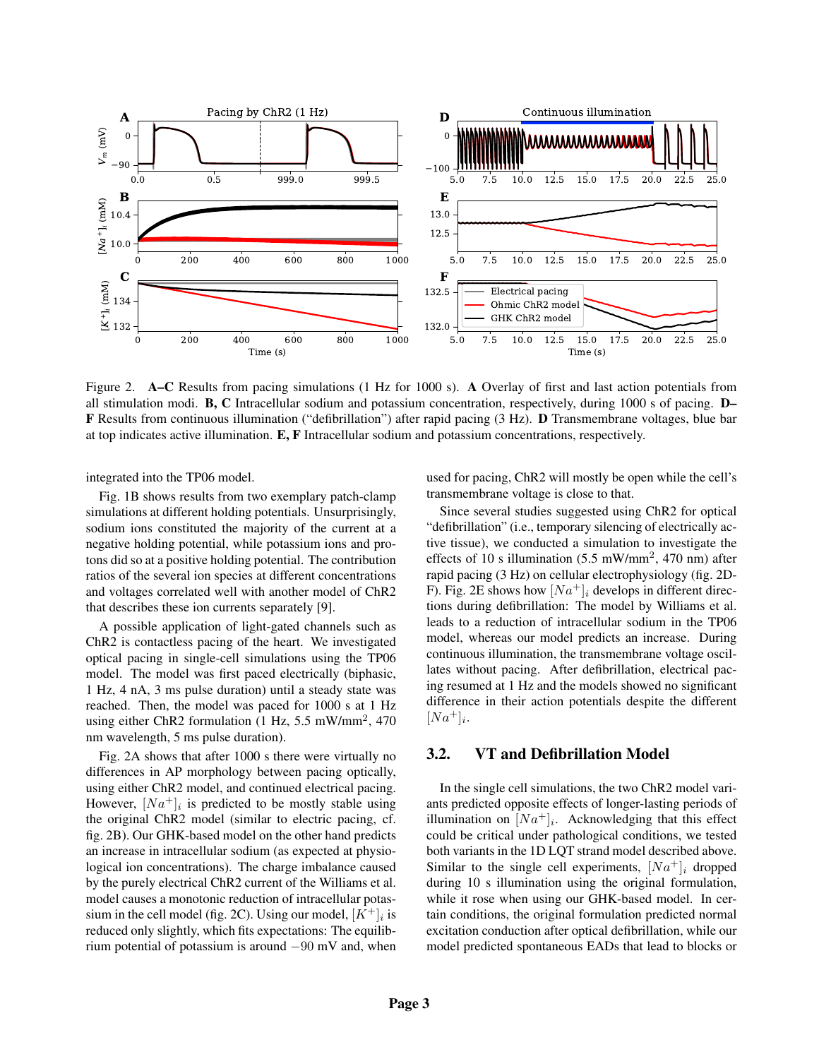Figure 2. **A–C** Results from pacing simulations (1 Hz for 1000 s). **A** Overlay of first and last action potentials from all stimulation modi. **B, C** Intracellular sodium and potassium concentration, respectively, during 1000 s of pacing. **D–F** Results from continuous illumination ("defibrillation") after rapid pacing (3 Hz). **D** Transmembrane voltages, blue bar at top indicates active illumination. **E, F** Intracellular sodium and potassium concentrations, respectively.

integrated into the TP06 model.

Fig. 1B shows results from two exemplary patch-clamp simulations at different holding potentials. Unsurprisingly, sodium ions constituted the majority of the current at a negative holding potential, while potassium ions and protons did so at a positive holding potential. The contribution ratios of the several ion species at different concentrations and voltages correlated well with another model of ChR2 that describes these ion currents separately [9].

A possible application of light-gated channels such as ChR2 is contactless pacing of the heart. We investigated optical pacing in single-cell simulations using the TP06 model. The model was first paced electrically (biphasic, 1 Hz, 4 nA, 3 ms pulse duration) until a steady state was reached. Then, the model was paced for 1000 s at 1 Hz using either ChR2 formulation (1 Hz, 5.5 mW/mm$^2$, 470 nm wavelength, 5 ms pulse duration).

Fig. 2A shows that after 1000 s there were virtually no differences in AP morphology between pacing optically, using either ChR2 model, and continued electrical pacing. However, $[Na^+]_i$ is predicted to be mostly stable using the original ChR2 model (similar to electric pacing, cf. fig. 2B). Our GHK-based model on the other hand predicts an increase in intracellular sodium (as expected at physiological ion concentrations). The charge imbalance caused by the purely electrical ChR2 current of the Williams et al. model causes a monotonic reduction of intracellular potassium in the cell model (fig. 2C). Using our model, $[K^+]_i$ is reduced only slightly, which fits expectations: The equilibrium potential of potassium is around $-90$ mV and, when used for pacing, ChR2 will mostly be open while the cell's transmembrane voltage is close to that.

Since several studies suggested using ChR2 for optical "defibrillation" (i.e., temporary silencing of electrically active tissue), we conducted a simulation to investigate the effects of 10 s illumination (5.5 mW/mm$^2$, 470 nm) after rapid pacing (3 Hz) on cellular electrophysiology (fig. 2D-F). Fig. 2E shows how $[Na^+]_i$ develops in different directions during defibrillation: The model by Williams et al. leads to a reduction of intracellular sodium in the TP06 model, whereas our model predicts an increase. During continuous illumination, the transmembrane voltage oscillates without pacing. After defibrillation, electrical pacing resumed at 1 Hz and the models showed no significant difference in their action potentials despite the different $[Na^+]_i$.

## 3.2. VT and Defibrillation Model

In the single cell simulations, the two ChR2 model variants predicted opposite effects of longer-lasting periods of illumination on $[Na^+]_i$. Acknowledging that this effect could be critical under pathological conditions, we tested both variants in the 1D LQT strand model described above. Similar to the single cell experiments, $[Na^+]_i$ dropped during 10 s illumination using the original formulation, while it rose when using our GHK-based model. In certain conditions, the original formulation predicted normal excitation conduction after optical defibrillation, while our model predicted spontaneous EADs that lead to blocks or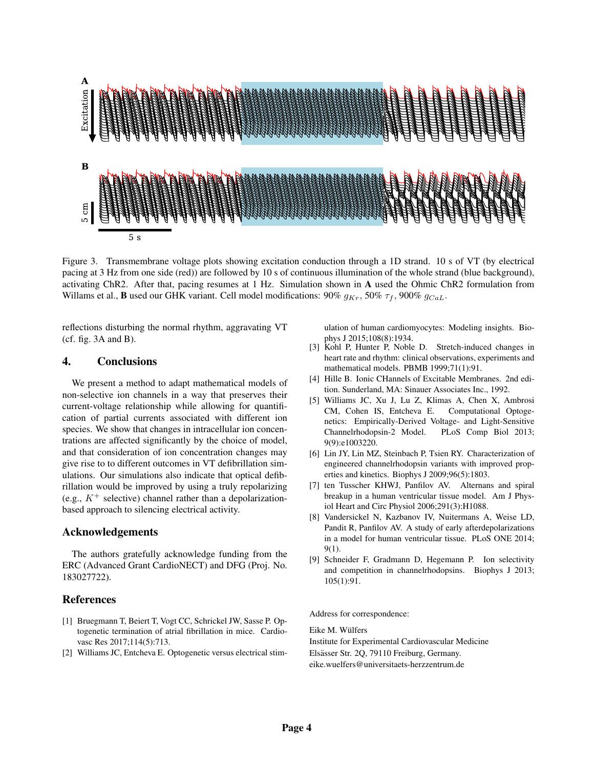A

Excitation

B

5 cm

5 s

Figure 3. Transmembrane voltage plots showing excitation conduction through a 1D strand. 10 s of VT (by electrical pacing at 3 Hz from one side (red)) are followed by 10 s of continuous illumination of the whole strand (blue background), activating ChR2. After that, pacing resumes at 1 Hz. Simulation shown in **A** used the Ohmic ChR2 formulation from Willams et al., **B** used our GHK variant. Cell model modifications: 90% $g_{Kr}$, 50% $\tau_f$, 900% $g_{CaL}$.

reflections disturbing the normal rhythm, aggravating VT (cf. fig. 3A and B).

## 4. Conclusions

We present a method to adapt mathematical models of non-selective ion channels in a way that preserves their current-voltage relationship while allowing for quantification of partial currents associated with different ion species. We show that changes in intracellular ion concentrations are affected significantly by the choice of model, and that consideration of ion concentration changes may give rise to to different outcomes in VT defibrillation simulations. Our simulations also indicate that optical defibrillation would be improved by using a truly repolarizing (e.g., $K^+$ selective) channel rather than a depolarization-based approach to silencing electrical activity.

## Acknowledgements

The authors gratefully acknowledge funding from the ERC (Advanced Grant CardioNECT) and DFG (Proj. No. 183027722).

## References

[1] Bruegmann T, Beiert T, Vogt CC, Schrickel JW, Sasse P. Optogenetic termination of atrial fibrillation in mice. Cardiovasc Res 2017;114(5):713.

[2] Williams JC, Entcheva E. Optogenetic versus electrical stimulation of human cardiomyocytes: Modeling insights. Biophys J 2015;108(8):1934.

[3] Kohl P, Hunter P, Noble D. Stretch-induced changes in heart rate and rhythm: clinical observations, experiments and mathematical models. PBMB 1999;71(1):91.

[4] Hille B. Ionic CHannels of Excitable Membranes. 2nd edition. Sunderland, MA: Sinauer Associates Inc., 1992.

[5] Williams JC, Xu J, Lu Z, Klimas A, Chen X, Ambrosi CM, Cohen IS, Entcheva E. Computational Optogenetics: Empirically-Derived Voltage- and Light-Sensitive Channelrhodopsin-2 Model. PLoS Comp Biol 2013; 9(9):e1003220.

[6] Lin JY, Lin MZ, Steinbach P, Tsien RY. Characterization of engineered channelrhodopsin variants with improved properties and kinetics. Biophys J 2009;96(5):1803.

[7] ten Tusscher KHWJ, Panfilov AV. Alternans and spiral breakup in a human ventricular tissue model. Am J Physiol Heart and Circ Physiol 2006;291(3):H1088.

[8] Vandersickel N, Kazbanov IV, Nuitermans A, Weise LD, Pandit R, Panfilov AV. A study of early afterdepolarizations in a model for human ventricular tissue. PLoS ONE 2014; 9(1).

[9] Schneider F, Gradmann D, Hegemann P. Ion selectivity and competition in channelrhodopsins. Biophys J 2013; 105(1):91.

Address for correspondence:

Eike M. Wülfers
Institute for Experimental Cardiovascular Medicine
Elsässer Str. 2Q, 79110 Freiburg, Germany.
eike.wuelfers@universitaets-herzzentrum.de